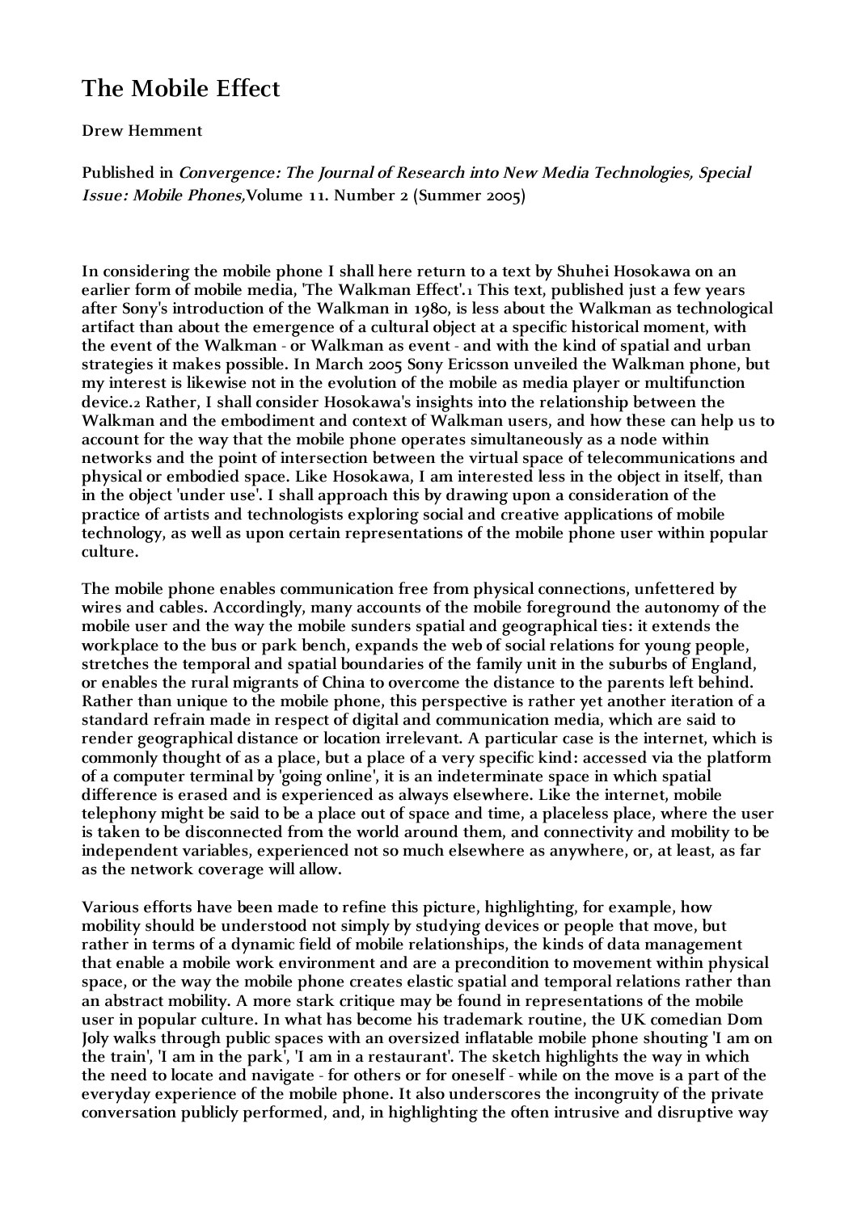# The Mobile Effect

**Drew Hemment**

**Published in *Convergence: The Journal of Research into New Media Technologies, Special Issue: Mobile Phones,* Volume 11. Number 2 (Summer 2005)**

**In considering the mobile phone I shall here return to a text by Shuhei Hosokawa on an earlier form of mobile media, 'The Walkman Effect'.[1] This text, published just a few years after Sony's introduction of the Walkman in 1980, is less about the Walkman as technological artifact than about the emergence of a cultural object at a specific historical moment, with the event of the Walkman - or Walkman as event - and with the kind of spatial and urban strategies it makes possible. In March 2005 Sony Ericsson unveiled the Walkman phone, but my interest is likewise not in the evolution of the mobile as media player or multifunction device.[2] Rather, I shall consider Hosokawa's insights into the relationship between the Walkman and the embodiment and context of Walkman users, and how these can help us to account for the way that the mobile phone operates simultaneously as a node within networks and the point of intersection between the virtual space of telecommunications and physical or embodied space. Like Hosokawa, I am interested less in the object in itself, than in the object 'under use'. I shall approach this by drawing upon a consideration of the practice of artists and technologists exploring social and creative applications of mobile technology, as well as upon certain representations of the mobile phone user within popular culture.**

**The mobile phone enables communication free from physical connections, unfettered by wires and cables. Accordingly, many accounts of the mobile foreground the autonomy of the mobile user and the way the mobile sunders spatial and geographical ties: it extends the workplace to the bus or park bench, expands the web of social relations for young people, stretches the temporal and spatial boundaries of the family unit in the suburbs of England, or enables the rural migrants of China to overcome the distance to the parents left behind. Rather than unique to the mobile phone, this perspective is rather yet another iteration of a standard refrain made in respect of digital and communication media, which are said to render geographical distance or location irrelevant. A particular case is the internet, which is commonly thought of as a place, but a place of a very specific kind: accessed via the platform of a computer terminal by 'going online', it is an indeterminate space in which spatial difference is erased and is experienced as always elsewhere. Like the internet, mobile telephony might be said to be a place out of space and time, a placeless place, where the user is taken to be disconnected from the world around them, and connectivity and mobility to be independent variables, experienced not so much elsewhere as anywhere, or, at least, as far as the network coverage will allow.**

**Various efforts have been made to refine this picture, highlighting, for example, how mobility should be understood not simply by studying devices or people that move, but rather in terms of a dynamic field of mobile relationships, the kinds of data management that enable a mobile work environment and are a precondition to movement within physical space, or the way the mobile phone creates elastic spatial and temporal relations rather than an abstract mobility. A more stark critique may be found in representations of the mobile user in popular culture. In what has become his trademark routine, the UK comedian Dom Joly walks through public spaces with an oversized inflatable mobile phone shouting 'I am on the train', 'I am in the park', 'I am in a restaurant'. The sketch highlights the way in which the need to locate and navigate - for others or for oneself - while on the move is a part of the everyday experience of the mobile phone. It also underscores the incongruity of the private conversation publicly performed, and, in highlighting the often intrusive and disruptive way**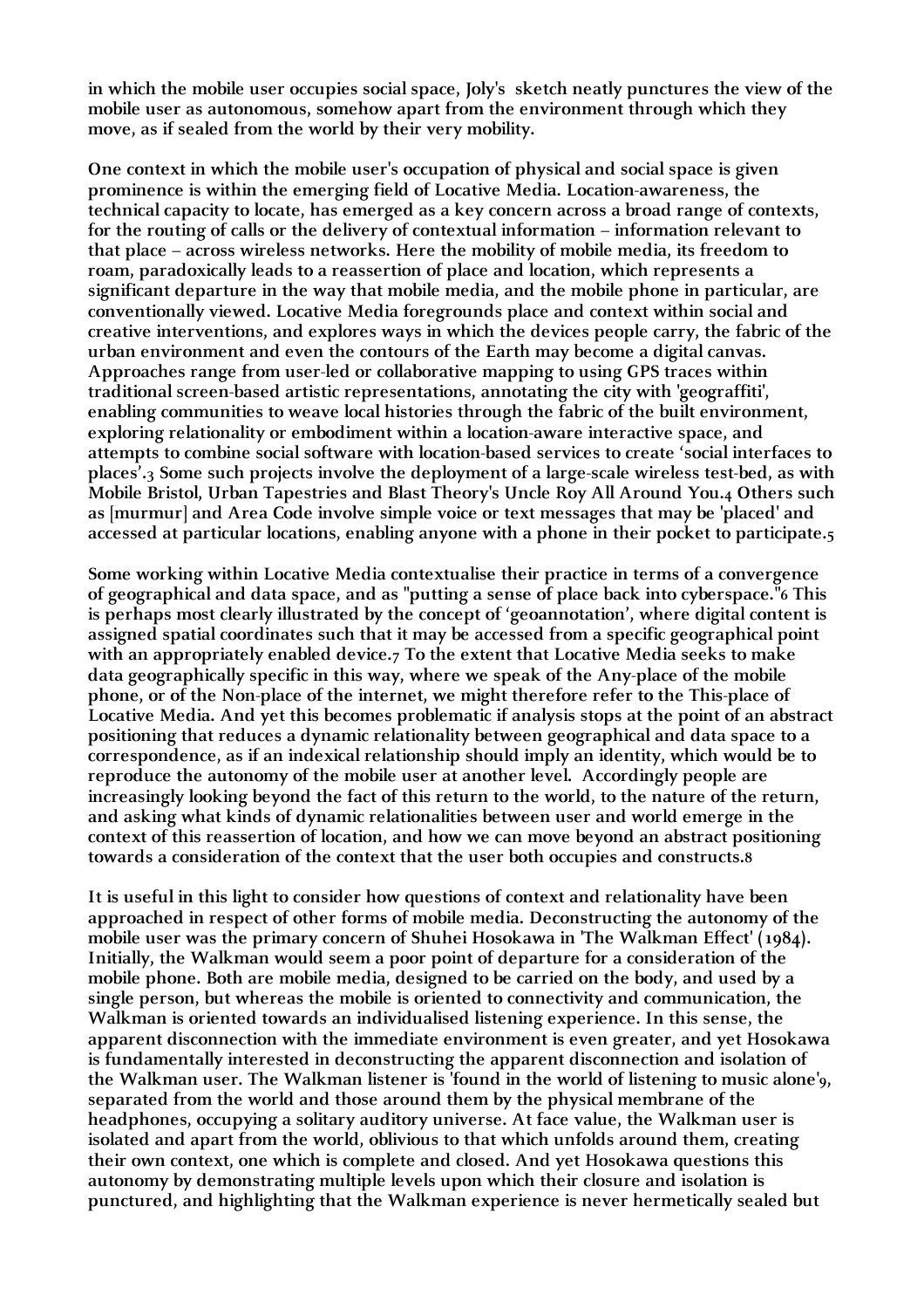in which the mobile user occupies social space, Joly's sketch neatly punctures the view of the mobile user as autonomous, somehow apart from the environment through which they move, as if sealed from the world by their very mobility.

One context in which the mobile user's occupation of physical and social space is given prominence is within the emerging field of Locative Media. Location-awareness, the technical capacity to locate, has emerged as a key concern across a broad range of contexts, for the routing of calls or the delivery of contextual information – information relevant to that place – across wireless networks. Here the mobility of mobile media, its freedom to roam, paradoxically leads to a reassertion of place and location, which represents a significant departure in the way that mobile media, and the mobile phone in particular, are conventionally viewed. Locative Media foregrounds place and context within social and creative interventions, and explores ways in which the devices people carry, the fabric of the urban environment and even the contours of the Earth may become a digital canvas. Approaches range from user-led or collaborative mapping to using GPS traces within traditional screen-based artistic representations, annotating the city with 'geograffiti', enabling communities to weave local histories through the fabric of the built environment, exploring relationality or embodiment within a location-aware interactive space, and attempts to combine social software with location-based services to create 'social interfaces to places'.[3] Some such projects involve the deployment of a large-scale wireless test-bed, as with Mobile Bristol, Urban Tapestries and Blast Theory's Uncle Roy All Around You.[4] Others such as [murmur] and Area Code involve simple voice or text messages that may be 'placed' and accessed at particular locations, enabling anyone with a phone in their pocket to participate.[5]

Some working within Locative Media contextualise their practice in terms of a convergence of geographical and data space, and as "putting a sense of place back into cyberspace."[6] This is perhaps most clearly illustrated by the concept of 'geoannotation', where digital content is assigned spatial coordinates such that it may be accessed from a specific geographical point with an appropriately enabled device.[7] To the extent that Locative Media seeks to make data geographically specific in this way, where we speak of the Any-place of the mobile phone, or of the Non-place of the internet, we might therefore refer to the This-place of Locative Media. And yet this becomes problematic if analysis stops at the point of an abstract positioning that reduces a dynamic relationality between geographical and data space to a correspondence, as if an indexical relationship should imply an identity, which would be to reproduce the autonomy of the mobile user at another level. Accordingly people are increasingly looking beyond the fact of this return to the world, to the nature of the return, and asking what kinds of dynamic relationalities between user and world emerge in the context of this reassertion of location, and how we can move beyond an abstract positioning towards a consideration of the context that the user both occupies and constructs.[8]

It is useful in this light to consider how questions of context and relationality have been approached in respect of other forms of mobile media. Deconstructing the autonomy of the mobile user was the primary concern of Shuhei Hosokawa in 'The Walkman Effect' (1984). Initially, the Walkman would seem a poor point of departure for a consideration of the mobile phone. Both are mobile media, designed to be carried on the body, and used by a single person, but whereas the mobile is oriented to connectivity and communication, the Walkman is oriented towards an individualised listening experience. In this sense, the apparent disconnection with the immediate environment is even greater, and yet Hosokawa is fundamentally interested in deconstructing the apparent disconnection and isolation of the Walkman user. The Walkman listener is 'found in the world of listening to music alone'[9], separated from the world and those around them by the physical membrane of the headphones, occupying a solitary auditory universe. At face value, the Walkman user is isolated and apart from the world, oblivious to that which unfolds around them, creating their own context, one which is complete and closed. And yet Hosokawa questions this autonomy by demonstrating multiple levels upon which their closure and isolation is punctured, and highlighting that the Walkman experience is never hermetically sealed but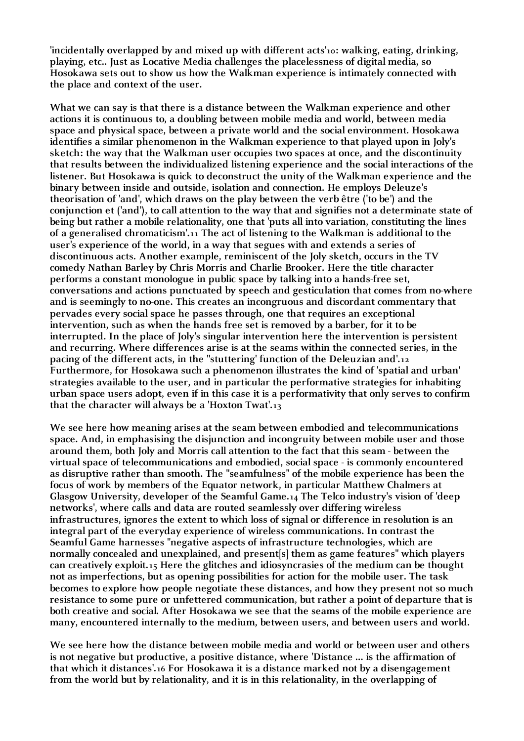'incidentally overlapped by and mixed up with different acts'[10]: walking, eating, drinking, playing, etc.. Just as Locative Media challenges the placelessness of digital media, so Hosokawa sets out to show us how the Walkman experience is intimately connected with the place and context of the user.

What we can say is that there is a distance between the Walkman experience and other actions it is continuous to, a doubling between mobile media and world, between media space and physical space, between a private world and the social environment. Hosokawa identifies a similar phenomenon in the Walkman experience to that played upon in Joly's sketch: the way that the Walkman user occupies two spaces at once, and the discontinuity that results between the individualized listening experience and the social interactions of the listener. But Hosokawa is quick to deconstruct the unity of the Walkman experience and the binary between inside and outside, isolation and connection. He employs Deleuze's theorisation of 'and', which draws on the play between the verb être ('to be') and the conjunction et ('and'), to call attention to the way that and signifies not a determinate state of being but rather a mobile relationality, one that 'puts all into variation, constituting the lines of a generalised chromaticism'.[11] The act of listening to the Walkman is additional to the user's experience of the world, in a way that segues with and extends a series of discontinuous acts. Another example, reminiscent of the Joly sketch, occurs in the TV comedy Nathan Barley by Chris Morris and Charlie Brooker. Here the title character performs a constant monologue in public space by talking into a hands-free set, conversations and actions punctuated by speech and gesticulation that comes from no-where and is seemingly to no-one. This creates an incongruous and discordant commentary that pervades every social space he passes through, one that requires an exceptional intervention, such as when the hands free set is removed by a barber, for it to be interrupted. In the place of Joly's singular intervention here the intervention is persistent and recurring. Where differences arise is at the seams within the connected series, in the pacing of the different acts, in the "stuttering' function of the Deleuzian and'.[12] Furthermore, for Hosokawa such a phenomenon illustrates the kind of 'spatial and urban' strategies available to the user, and in particular the performative strategies for inhabiting urban space users adopt, even if in this case it is a performativity that only serves to confirm that the character will always be a 'Hoxton Twat'.[13]

We see here how meaning arises at the seam between embodied and telecommunications space. And, in emphasising the disjunction and incongruity between mobile user and those around them, both Joly and Morris call attention to the fact that this seam - between the virtual space of telecommunications and embodied, social space - is commonly encountered as disruptive rather than smooth. The "seamfulness" of the mobile experience has been the focus of work by members of the Equator network, in particular Matthew Chalmers at Glasgow University, developer of the Seamful Game.[14] The Telco industry's vision of 'deep networks', where calls and data are routed seamlessly over differing wireless infrastructures, ignores the extent to which loss of signal or difference in resolution is an integral part of the everyday experience of wireless communications. In contrast the Seamful Game harnesses "negative aspects of infrastructure technologies, which are normally concealed and unexplained, and present[s] them as game features" which players can creatively exploit.[15] Here the glitches and idiosyncrasies of the medium can be thought not as imperfections, but as opening possibilities for action for the mobile user. The task becomes to explore how people negotiate these distances, and how they present not so much resistance to some pure or unfettered communication, but rather a point of departure that is both creative and social. After Hosokawa we see that the seams of the mobile experience are many, encountered internally to the medium, between users, and between users and world.

We see here how the distance between mobile media and world or between user and others is not negative but productive, a positive distance, where 'Distance ... is the affirmation of that which it distances'.[16] For Hosokawa it is a distance marked not by a disengagement from the world but by relationality, and it is in this relationality, in the overlapping of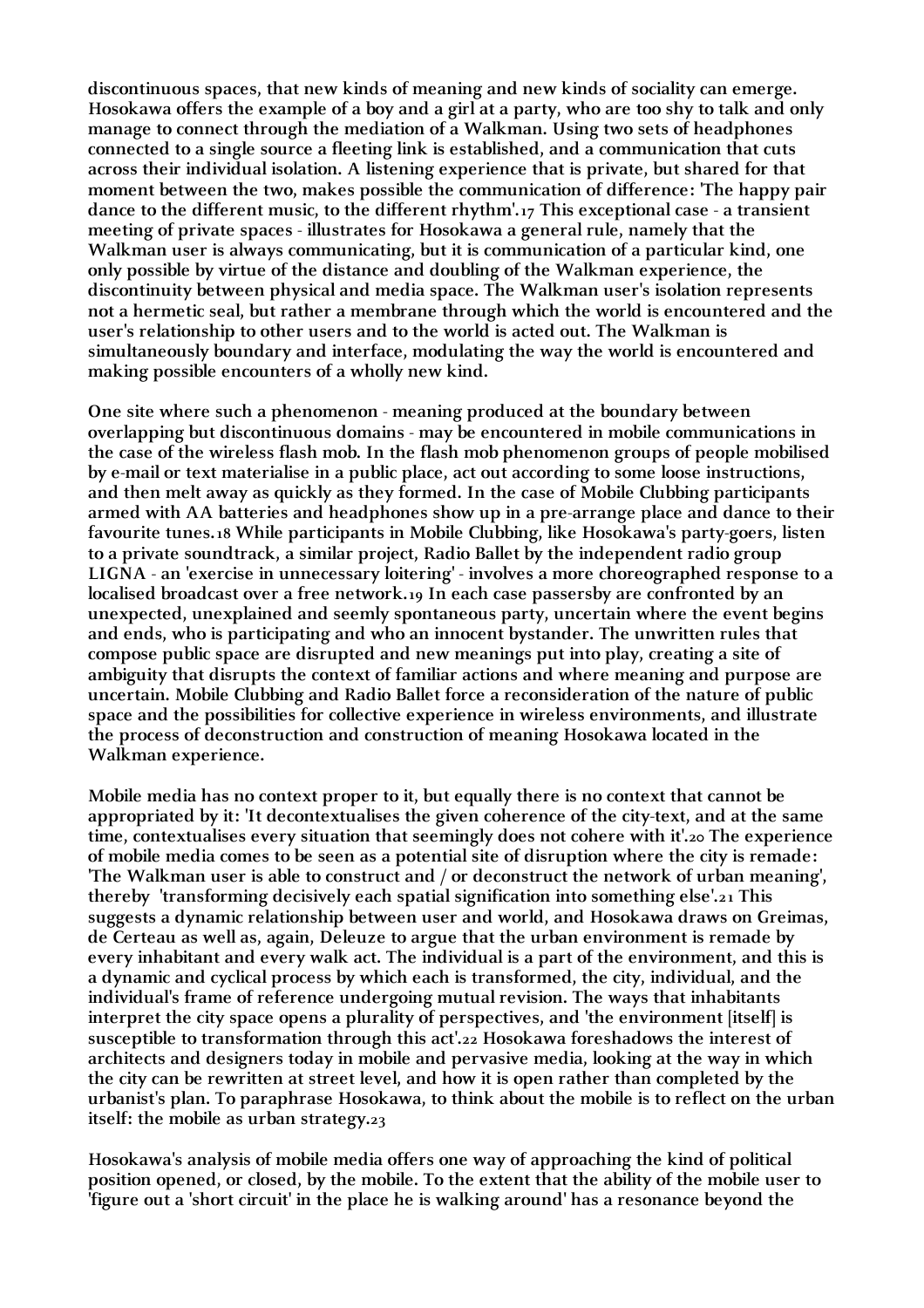discontinuous spaces, that new kinds of meaning and new kinds of sociality can emerge. Hosokawa offers the example of a boy and a girl at a party, who are too shy to talk and only manage to connect through the mediation of a Walkman. Using two sets of headphones connected to a single source a fleeting link is established, and a communication that cuts across their individual isolation. A listening experience that is private, but shared for that moment between the two, makes possible the communication of difference: 'The happy pair dance to the different music, to the different rhythm'.[17] This exceptional case - a transient meeting of private spaces - illustrates for Hosokawa a general rule, namely that the Walkman user is always communicating, but it is communication of a particular kind, one only possible by virtue of the distance and doubling of the Walkman experience, the discontinuity between physical and media space. The Walkman user's isolation represents not a hermetic seal, but rather a membrane through which the world is encountered and the user's relationship to other users and to the world is acted out. The Walkman is simultaneously boundary and interface, modulating the way the world is encountered and making possible encounters of a wholly new kind.

One site where such a phenomenon - meaning produced at the boundary between overlapping but discontinuous domains - may be encountered in mobile communications in the case of the wireless flash mob. In the flash mob phenomenon groups of people mobilised by e-mail or text materialise in a public place, act out according to some loose instructions, and then melt away as quickly as they formed. In the case of Mobile Clubbing participants armed with AA batteries and headphones show up in a pre-arrange place and dance to their favourite tunes.[18] While participants in Mobile Clubbing, like Hosokawa's party-goers, listen to a private soundtrack, a similar project, Radio Ballet by the independent radio group LIGNA - an 'exercise in unnecessary loitering' - involves a more choreographed response to a localised broadcast over a free network.[19] In each case passersby are confronted by an unexpected, unexplained and seemly spontaneous party, uncertain where the event begins and ends, who is participating and who an innocent bystander. The unwritten rules that compose public space are disrupted and new meanings put into play, creating a site of ambiguity that disrupts the context of familiar actions and where meaning and purpose are uncertain. Mobile Clubbing and Radio Ballet force a reconsideration of the nature of public space and the possibilities for collective experience in wireless environments, and illustrate the process of deconstruction and construction of meaning Hosokawa located in the Walkman experience.

Mobile media has no context proper to it, but equally there is no context that cannot be appropriated by it: 'It decontextualises the given coherence of the city-text, and at the same time, contextualises every situation that seemingly does not cohere with it'.[20] The experience of mobile media comes to be seen as a potential site of disruption where the city is remade: 'The Walkman user is able to construct and / or deconstruct the network of urban meaning', thereby 'transforming decisively each spatial signification into something else'.[21] This suggests a dynamic relationship between user and world, and Hosokawa draws on Greimas, de Certeau as well as, again, Deleuze to argue that the urban environment is remade by every inhabitant and every walk act. The individual is a part of the environment, and this is a dynamic and cyclical process by which each is transformed, the city, individual, and the individual's frame of reference undergoing mutual revision. The ways that inhabitants interpret the city space opens a plurality of perspectives, and 'the environment [itself] is susceptible to transformation through this act'.[22] Hosokawa foreshadows the interest of architects and designers today in mobile and pervasive media, looking at the way in which the city can be rewritten at street level, and how it is open rather than completed by the urbanist's plan. To paraphrase Hosokawa, to think about the mobile is to reflect on the urban itself: the mobile as urban strategy.[23]

Hosokawa's analysis of mobile media offers one way of approaching the kind of political position opened, or closed, by the mobile. To the extent that the ability of the mobile user to 'figure out a 'short circuit' in the place he is walking around' has a resonance beyond the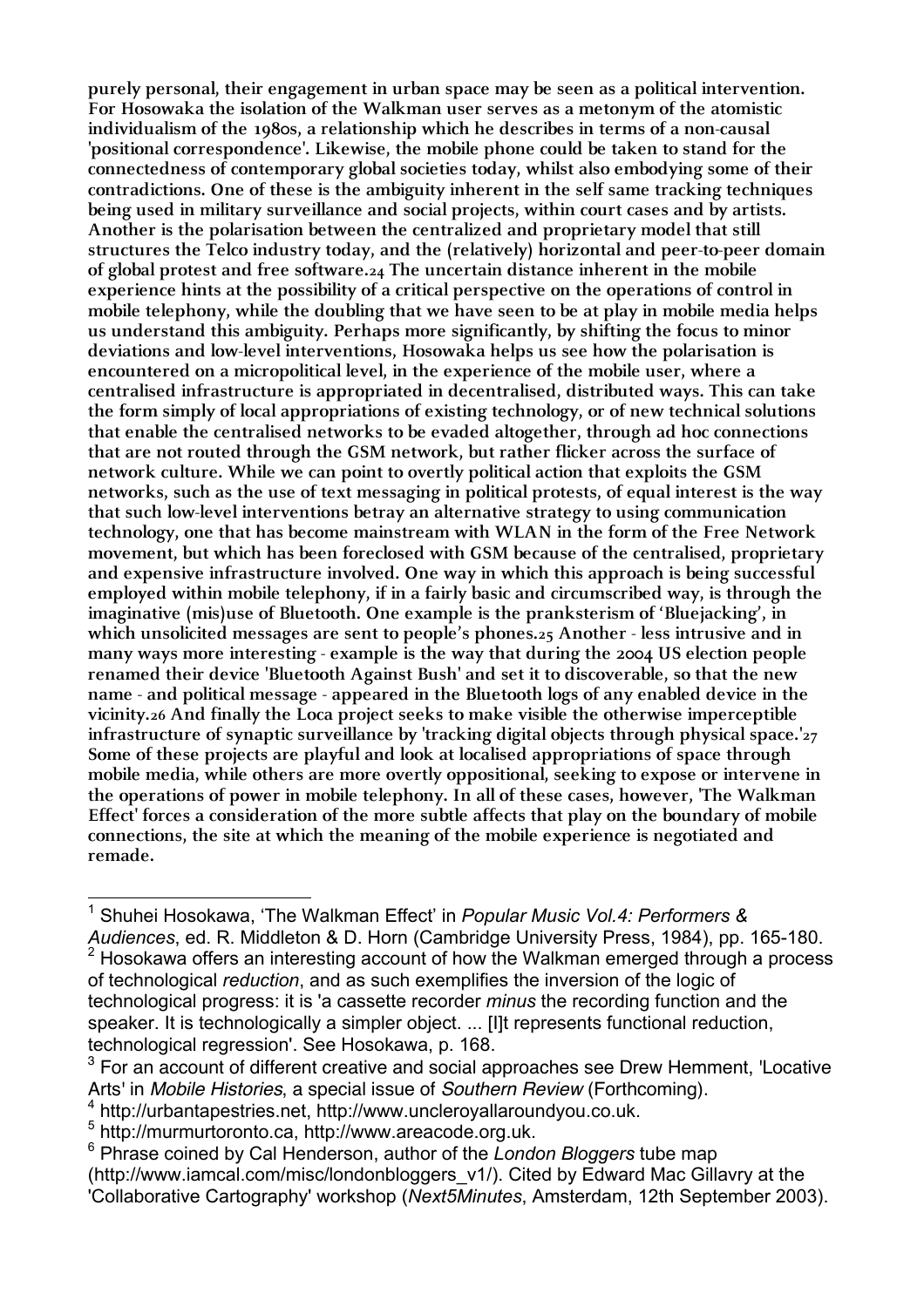purely personal, their engagement in urban space may be seen as a political intervention. For Hosowaka the isolation of the Walkman user serves as a metonym of the atomistic individualism of the 1980s, a relationship which he describes in terms of a non-causal 'positional correspondence'. Likewise, the mobile phone could be taken to stand for the connectedness of contemporary global societies today, whilst also embodying some of their contradictions. One of these is the ambiguity inherent in the self same tracking techniques being used in military surveillance and social projects, within court cases and by artists. Another is the polarisation between the centralized and proprietary model that still structures the Telco industry today, and the (relatively) horizontal and peer-to-peer domain of global protest and free software.24 The uncertain distance inherent in the mobile experience hints at the possibility of a critical perspective on the operations of control in mobile telephony, while the doubling that we have seen to be at play in mobile media helps us understand this ambiguity. Perhaps more significantly, by shifting the focus to minor deviations and low-level interventions, Hosowaka helps us see how the polarisation is encountered on a micropolitical level, in the experience of the mobile user, where a centralised infrastructure is appropriated in decentralised, distributed ways. This can take the form simply of local appropriations of existing technology, or of new technical solutions that enable the centralised networks to be evaded altogether, through ad hoc connections that are not routed through the GSM network, but rather flicker across the surface of network culture. While we can point to overtly political action that exploits the GSM networks, such as the use of text messaging in political protests, of equal interest is the way that such low-level interventions betray an alternative strategy to using communication technology, one that has become mainstream with WLAN in the form of the Free Network movement, but which has been foreclosed with GSM because of the centralised, proprietary and expensive infrastructure involved. One way in which this approach is being successful employed within mobile telephony, if in a fairly basic and circumscribed way, is through the imaginative (mis)use of Bluetooth. One example is the pranksterism of 'Bluejacking', in which unsolicited messages are sent to people's phones.25 Another - less intrusive and in many ways more interesting - example is the way that during the 2004 US election people renamed their device 'Bluetooth Against Bush' and set it to discoverable, so that the new name - and political message - appeared in the Bluetooth logs of any enabled device in the vicinity.26 And finally the Loca project seeks to make visible the otherwise imperceptible infrastructure of synaptic surveillance by 'tracking digital objects through physical space.'27 Some of these projects are playful and look at localised appropriations of space through mobile media, while others are more overtly oppositional, seeking to expose or intervene in the operations of power in mobile telephony. In all of these cases, however, 'The Walkman Effect' forces a consideration of the more subtle affects that play on the boundary of mobile connections, the site at which the meaning of the mobile experience is negotiated and remade.

---

[1] Shuhei Hosokawa, 'The Walkman Effect' in *Popular Music Vol.4: Performers & Audiences*, ed. R. Middleton & D. Horn (Cambridge University Press, 1984), pp. 165-180.

[2] Hosokawa offers an interesting account of how the Walkman emerged through a process of technological *reduction*, and as such exemplifies the inversion of the logic of technological progress: it is 'a cassette recorder *minus* the recording function and the speaker. It is technologically a simpler object. ... [I]t represents functional reduction, technological regression'. See Hosokawa, p. 168.

[3] For an account of different creative and social approaches see Drew Hemment, 'Locative Arts' in *Mobile Histories*, a special issue of *Southern Review* (Forthcoming).

[4] http://urbantapestries.net, http://www.uncleroyallaroundyou.co.uk.

[5] http://murmurtoronto.ca, http://www.areacode.org.uk.

[6] Phrase coined by Cal Henderson, author of the *London Bloggers* tube map (http://www.iamcal.com/misc/londonbloggers_v1/). Cited by Edward Mac Gillavry at the 'Collaborative Cartography' workshop (*Next5Minutes*, Amsterdam, 12th September 2003).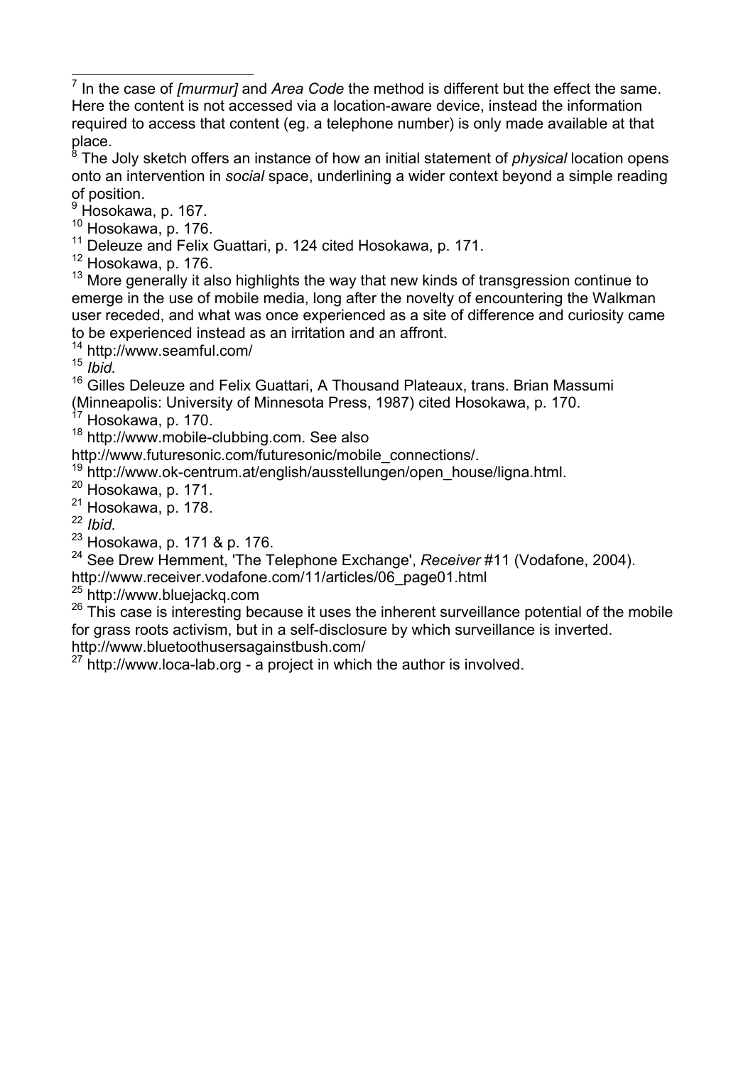[7] In the case of *[murmur]* and *Area Code* the method is different but the effect the same. Here the content is not accessed via a location-aware device, instead the information required to access that content (eg. a telephone number) is only made available at that place.

[8] The Joly sketch offers an instance of how an initial statement of *physical* location opens onto an intervention in *social* space, underlining a wider context beyond a simple reading of position.

[9] Hosokawa, p. 167.

[10] Hosokawa, p. 176.

[11] Deleuze and Felix Guattari, p. 124 cited Hosokawa, p. 171.

[12] Hosokawa, p. 176.

[13] More generally it also highlights the way that new kinds of transgression continue to emerge in the use of mobile media, long after the novelty of encountering the Walkman user receded, and what was once experienced as a site of difference and curiosity came to be experienced instead as an irritation and an affront.

[14] http://www.seamful.com/

[15] *Ibid.*

[16] Gilles Deleuze and Felix Guattari, A Thousand Plateaux, trans. Brian Massumi (Minneapolis: University of Minnesota Press, 1987) cited Hosokawa, p. 170.

[17] Hosokawa, p. 170.

[18] http://www.mobile-clubbing.com. See also http://www.futuresonic.com/futuresonic/mobile_connections/.

[19] http://www.ok-centrum.at/english/ausstellungen/open_house/ligna.html.

[20] Hosokawa, p. 171.

[21] Hosokawa, p. 178.

[22] *Ibid.*

[23] Hosokawa, p. 171 & p. 176.

[24] See Drew Hemment, 'The Telephone Exchange', *Receiver* #11 (Vodafone, 2004). http://www.receiver.vodafone.com/11/articles/06_page01.html

[25] http://www.bluejackq.com

[26] This case is interesting because it uses the inherent surveillance potential of the mobile for grass roots activism, but in a self-disclosure by which surveillance is inverted. http://www.bluetoothusersagainstbush.com/

[27] http://www.loca-lab.org - a project in which the author is involved.